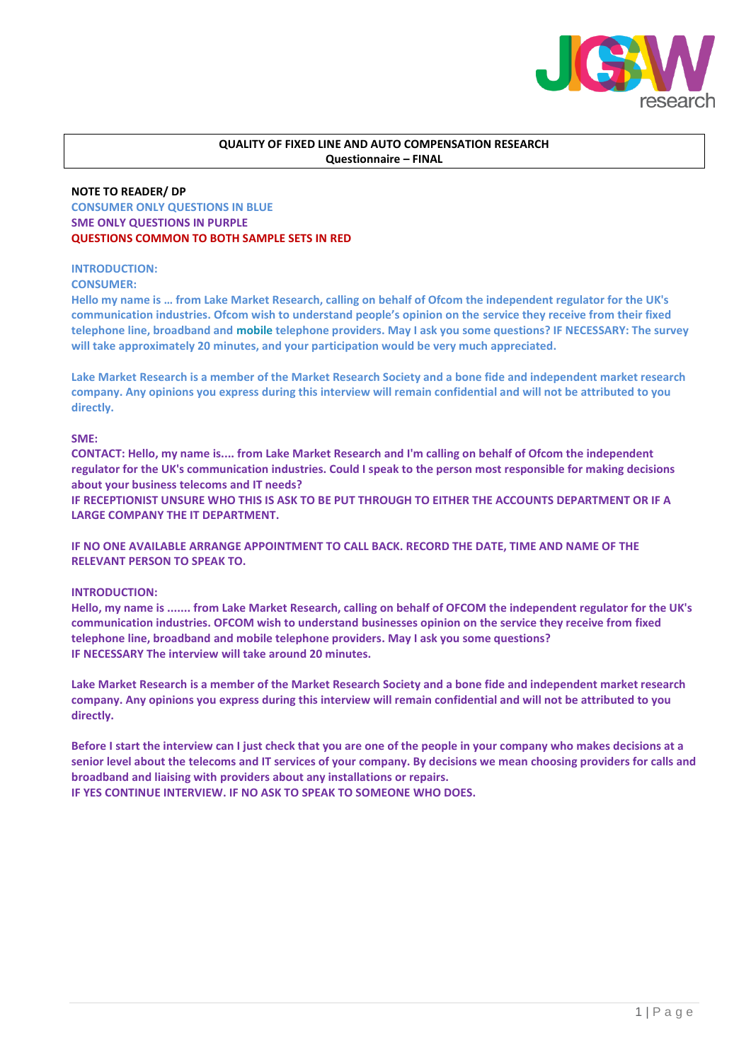**QUALITY OF FIXED LINE AND AUTO COMPENSATION RESEARCH**
**Questionnaire – FINAL**

**NOTE TO READER/ DP**
**CONSUMER ONLY QUESTIONS IN BLUE**
**SME ONLY QUESTIONS IN PURPLE**
**QUESTIONS COMMON TO BOTH SAMPLE SETS IN RED**

**INTRODUCTION:**
**CONSUMER:**
**Hello my name is … from Lake Market Research, calling on behalf of Ofcom the independent regulator for the UK's communication industries. Ofcom wish to understand people's opinion on the service they receive from their fixed telephone line, broadband and mobile telephone providers. May I ask you some questions? IF NECESSARY: The survey will take approximately 20 minutes, and your participation would be very much appreciated.**

**Lake Market Research is a member of the Market Research Society and a bone fide and independent market research company. Any opinions you express during this interview will remain confidential and will not be attributed to you directly.**

**SME:**
**CONTACT: Hello, my name is.... from Lake Market Research and I'm calling on behalf of Ofcom the independent regulator for the UK's communication industries. Could I speak to the person most responsible for making decisions about your business telecoms and IT needs?**
**IF RECEPTIONIST UNSURE WHO THIS IS ASK TO BE PUT THROUGH TO EITHER THE ACCOUNTS DEPARTMENT OR IF A LARGE COMPANY THE IT DEPARTMENT.**

**IF NO ONE AVAILABLE ARRANGE APPOINTMENT TO CALL BACK. RECORD THE DATE, TIME AND NAME OF THE RELEVANT PERSON TO SPEAK TO.**

**INTRODUCTION:**
**Hello, my name is ....... from Lake Market Research, calling on behalf of OFCOM the independent regulator for the UK's communication industries. OFCOM wish to understand businesses opinion on the service they receive from fixed telephone line, broadband and mobile telephone providers. May I ask you some questions?**
**IF NECESSARY The interview will take around 20 minutes.**

**Lake Market Research is a member of the Market Research Society and a bone fide and independent market research company. Any opinions you express during this interview will remain confidential and will not be attributed to you directly.**

**Before I start the interview can I just check that you are one of the people in your company who makes decisions at a senior level about the telecoms and IT services of your company. By decisions we mean choosing providers for calls and broadband and liaising with providers about any installations or repairs.**
**IF YES CONTINUE INTERVIEW. IF NO ASK TO SPEAK TO SOMEONE WHO DOES.**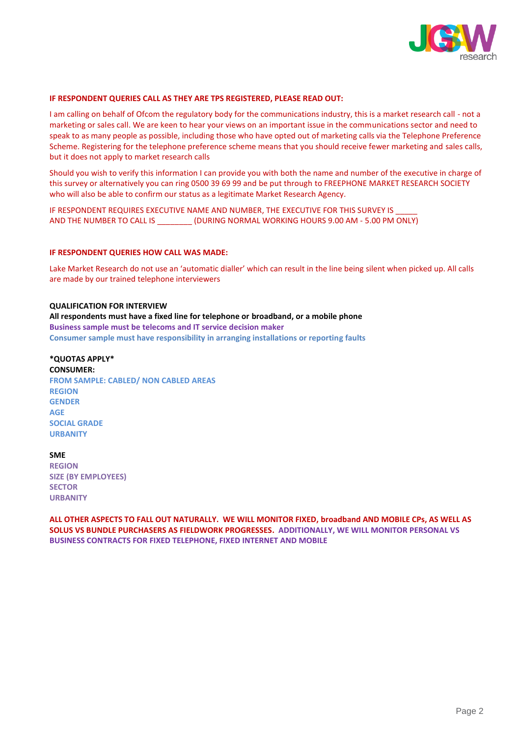**IF RESPONDENT QUERIES CALL AS THEY ARE TPS REGISTERED, PLEASE READ OUT:**

I am calling on behalf of Ofcom the regulatory body for the communications industry, this is a market research call - not a marketing or sales call. We are keen to hear your views on an important issue in the communications sector and need to speak to as many people as possible, including those who have opted out of marketing calls via the Telephone Preference Scheme. Registering for the telephone preference scheme means that you should receive fewer marketing and sales calls, but it does not apply to market research calls

Should you wish to verify this information I can provide you with both the name and number of the executive in charge of this survey or alternatively you can ring 0500 39 69 99 and be put through to FREEPHONE MARKET RESEARCH SOCIETY who will also be able to confirm our status as a legitimate Market Research Agency.

IF RESPONDENT REQUIRES EXECUTIVE NAME AND NUMBER, THE EXECUTIVE FOR THIS SURVEY IS _____ AND THE NUMBER TO CALL IS ________ (DURING NORMAL WORKING HOURS 9.00 AM - 5.00 PM ONLY)

**IF RESPONDENT QUERIES HOW CALL WAS MADE:**

Lake Market Research do not use an 'automatic dialler' which can result in the line being silent when picked up. All calls are made by our trained telephone interviewers

**QUALIFICATION FOR INTERVIEW**
**All respondents must have a fixed line for telephone or broadband, or a mobile phone**
**Business sample must be telecoms and IT service decision maker**
**Consumer sample must have responsibility in arranging installations or reporting faults**

**\*QUOTAS APPLY\***
**CONSUMER:**
**FROM SAMPLE: CABLED/ NON CABLED AREAS**
**REGION**
**GENDER**
**AGE**
**SOCIAL GRADE**
**URBANITY**

**SME**
**REGION**
**SIZE (BY EMPLOYEES)**
**SECTOR**
**URBANITY**

**ALL OTHER ASPECTS TO FALL OUT NATURALLY. WE WILL MONITOR FIXED, broadband AND MOBILE CPs, AS WELL AS SOLUS VS BUNDLE PURCHASERS AS FIELDWORK PROGRESSES. ADDITIONALLY, WE WILL MONITOR PERSONAL VS BUSINESS CONTRACTS FOR FIXED TELEPHONE, FIXED INTERNET AND MOBILE**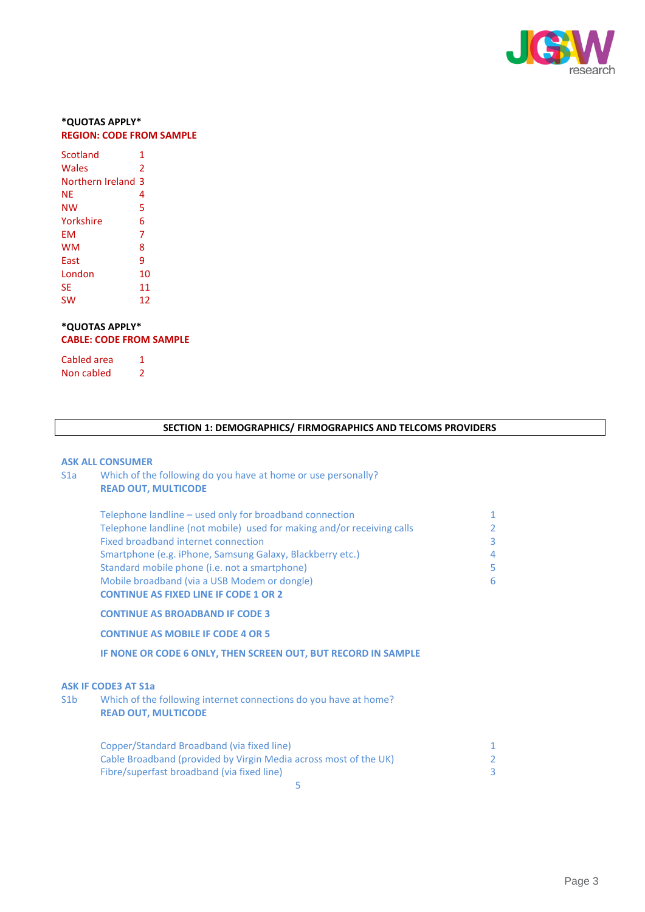**\*QUOTAS APPLY\***

**REGION: CODE FROM SAMPLE**

| | |
|---|---|
| Scotland | 1 |
| Wales | 2 |
| Northern Ireland | 3 |
| NE | 4 |
| NW | 5 |
| Yorkshire | 6 |
| EM | 7 |
| WM | 8 |
| East | 9 |
| London | 10 |
| SE | 11 |
| SW | 12 |

**\*QUOTAS APPLY\***

**CABLE: CODE FROM SAMPLE**

| | |
|---|---|
| Cabled area | 1 |
| Non cabled | 2 |

## SECTION 1: DEMOGRAPHICS/ FIRMOGRAPHICS AND TELCOMS PROVIDERS

**ASK ALL CONSUMER**

S1a Which of the following do you have at home or use personally?
**READ OUT, MULTICODE**

| | |
|---|---|
| Telephone landline – used only for broadband connection | 1 |
| Telephone landline (not mobile) used for making and/or receiving calls | 2 |
| Fixed broadband internet connection | 3 |
| Smartphone (e.g. iPhone, Samsung Galaxy, Blackberry etc.) | 4 |
| Standard mobile phone (i.e. not a smartphone) | 5 |
| Mobile broadband (via a USB Modem or dongle) | 6 |

**CONTINUE AS FIXED LINE IF CODE 1 OR 2**

**CONTINUE AS BROADBAND IF CODE 3**

**CONTINUE AS MOBILE IF CODE 4 OR 5**

**IF NONE OR CODE 6 ONLY, THEN SCREEN OUT, BUT RECORD IN SAMPLE**

**ASK IF CODE3 AT S1a**

S1b Which of the following internet connections do you have at home?
**READ OUT, MULTICODE**

| | |
|---|---|
| Copper/Standard Broadband (via fixed line) | 1 |
| Cable Broadband (provided by Virgin Media across most of the UK) | 2 |
| Fibre/superfast broadband (via fixed line) | 3 |

5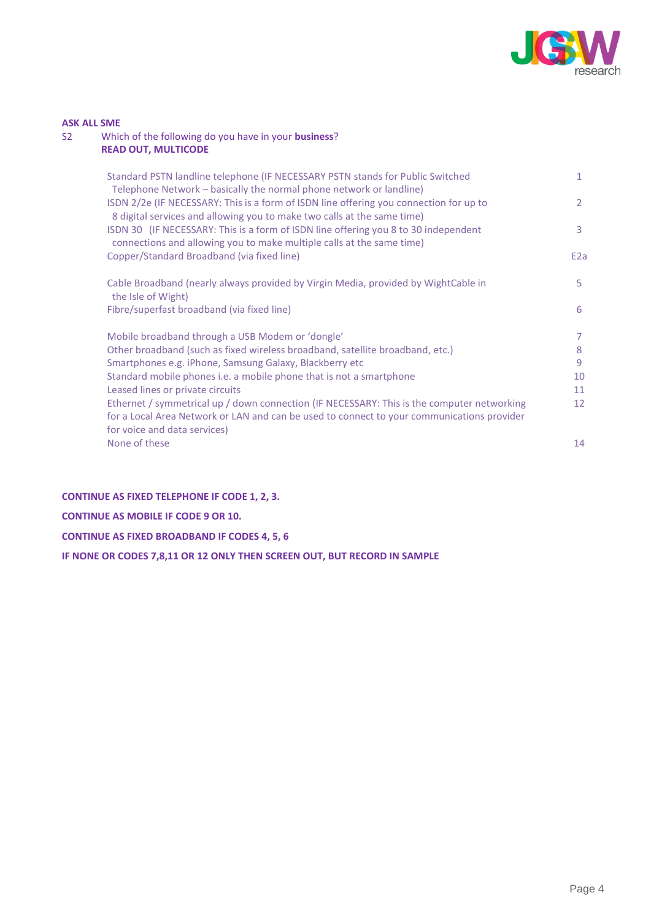**ASK ALL SME**

S2 Which of the following do you have in your **business**?
**READ OUT, MULTICODE**

| | |
|---|---|
| Standard PSTN landline telephone (IF NECESSARY PSTN stands for Public Switched Telephone Network – basically the normal phone network or landline) | 1 |
| ISDN 2/2e (IF NECESSARY: This is a form of ISDN line offering you connection for up to 8 digital services and allowing you to make two calls at the same time) | 2 |
| ISDN 30 (IF NECESSARY: This is a form of ISDN line offering you 8 to 30 independent connections and allowing you to make multiple calls at the same time) | 3 |
| Copper/Standard Broadband (via fixed line) | E2a |
| Cable Broadband (nearly always provided by Virgin Media, provided by WightCable in the Isle of Wight) | 5 |
| Fibre/superfast broadband (via fixed line) | 6 |
| Mobile broadband through a USB Modem or 'dongle' | 7 |
| Other broadband (such as fixed wireless broadband, satellite broadband, etc.) | 8 |
| Smartphones e.g. iPhone, Samsung Galaxy, Blackberry etc | 9 |
| Standard mobile phones i.e. a mobile phone that is not a smartphone | 10 |
| Leased lines or private circuits | 11 |
| Ethernet / symmetrical up / down connection (IF NECESSARY: This is the computer networking for a Local Area Network or LAN and can be used to connect to your communications provider for voice and data services) | 12 |
| None of these | 14 |

**CONTINUE AS FIXED TELEPHONE IF CODE 1, 2, 3.**

**CONTINUE AS MOBILE IF CODE 9 OR 10.**

**CONTINUE AS FIXED BROADBAND IF CODES 4, 5, 6**

**IF NONE OR CODES 7,8,11 OR 12 ONLY THEN SCREEN OUT, BUT RECORD IN SAMPLE**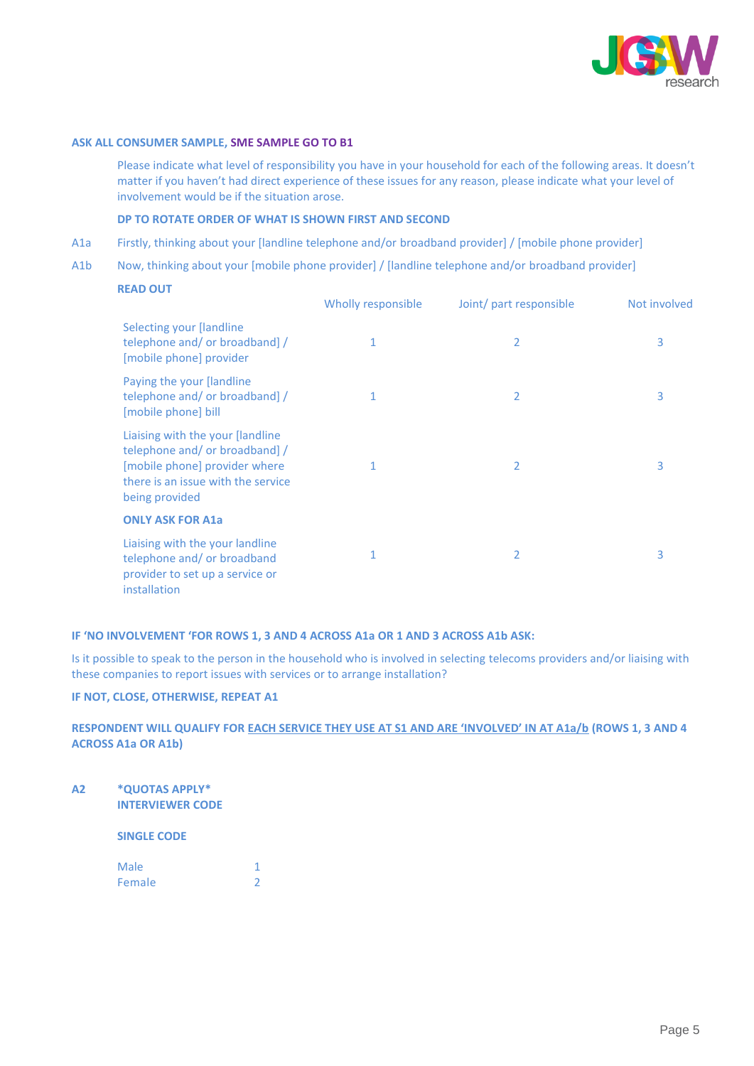**ASK ALL CONSUMER SAMPLE, SME SAMPLE GO TO B1**

Please indicate what level of responsibility you have in your household for each of the following areas. It doesn't matter if you haven't had direct experience of these issues for any reason, please indicate what your level of involvement would be if the situation arose.

**DP TO ROTATE ORDER OF WHAT IS SHOWN FIRST AND SECOND**

A1a Firstly, thinking about your [landline telephone and/or broadband provider] / [mobile phone provider]

A1b Now, thinking about your [mobile phone provider] / [landline telephone and/or broadband provider]

**READ OUT**

| | Wholly responsible | Joint/ part responsible | Not involved |
|---|---|---|---|
| Selecting your [landline telephone and/ or broadband] / [mobile phone] provider | 1 | 2 | 3 |
| Paying the your [landline telephone and/ or broadband] / [mobile phone] bill | 1 | 2 | 3 |
| Liaising with the your [landline telephone and/ or broadband] / [mobile phone] provider where there is an issue with the service being provided | 1 | 2 | 3 |
| **ONLY ASK FOR A1a** | | | |
| Liaising with the your landline telephone and/ or broadband provider to set up a service or installation | 1 | 2 | 3 |

**IF 'NO INVOLVEMENT 'FOR ROWS 1, 3 AND 4 ACROSS A1a OR 1 AND 3 ACROSS A1b ASK:**

Is it possible to speak to the person in the household who is involved in selecting telecoms providers and/or liaising with these companies to report issues with services or to arrange installation?

**IF NOT, CLOSE, OTHERWISE, REPEAT A1**

**RESPONDENT WILL QUALIFY FOR <u>EACH SERVICE THEY USE AT S1 AND ARE 'INVOLVED' IN AT A1a/b</u> (ROWS 1, 3 AND 4 ACROSS A1a OR A1b)**

**A2** **\*QUOTAS APPLY\***
**INTERVIEWER CODE**

**SINGLE CODE**

| | |
|---|---|
| Male | 1 |
| Female | 2 |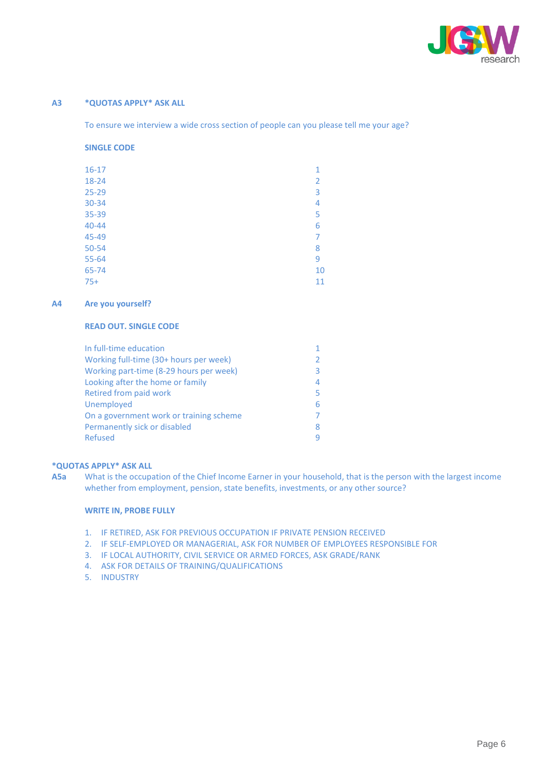**A3** **\*QUOTAS APPLY\* ASK ALL**

To ensure we interview a wide cross section of people can you please tell me your age?

**SINGLE CODE**

| | |
|---|---|
| 16-17 | 1 |
| 18-24 | 2 |
| 25-29 | 3 |
| 30-34 | 4 |
| 35-39 | 5 |
| 40-44 | 6 |
| 45-49 | 7 |
| 50-54 | 8 |
| 55-64 | 9 |
| 65-74 | 10 |
| 75+ | 11 |

**A4** **Are you yourself?**

**READ OUT. SINGLE CODE**

| | |
|---|---|
| In full-time education | 1 |
| Working full-time (30+ hours per week) | 2 |
| Working part-time (8-29 hours per week) | 3 |
| Looking after the home or family | 4 |
| Retired from paid work | 5 |
| Unemployed | 6 |
| On a government work or training scheme | 7 |
| Permanently sick or disabled | 8 |
| Refused | 9 |

**\*QUOTAS APPLY\* ASK ALL**

**A5a** What is the occupation of the Chief Income Earner in your household, that is the person with the largest income whether from employment, pension, state benefits, investments, or any other source?

**WRITE IN, PROBE FULLY**

1. IF RETIRED, ASK FOR PREVIOUS OCCUPATION IF PRIVATE PENSION RECEIVED
2. IF SELF-EMPLOYED OR MANAGERIAL, ASK FOR NUMBER OF EMPLOYEES RESPONSIBLE FOR
3. IF LOCAL AUTHORITY, CIVIL SERVICE OR ARMED FORCES, ASK GRADE/RANK
4. ASK FOR DETAILS OF TRAINING/QUALIFICATIONS
5. INDUSTRY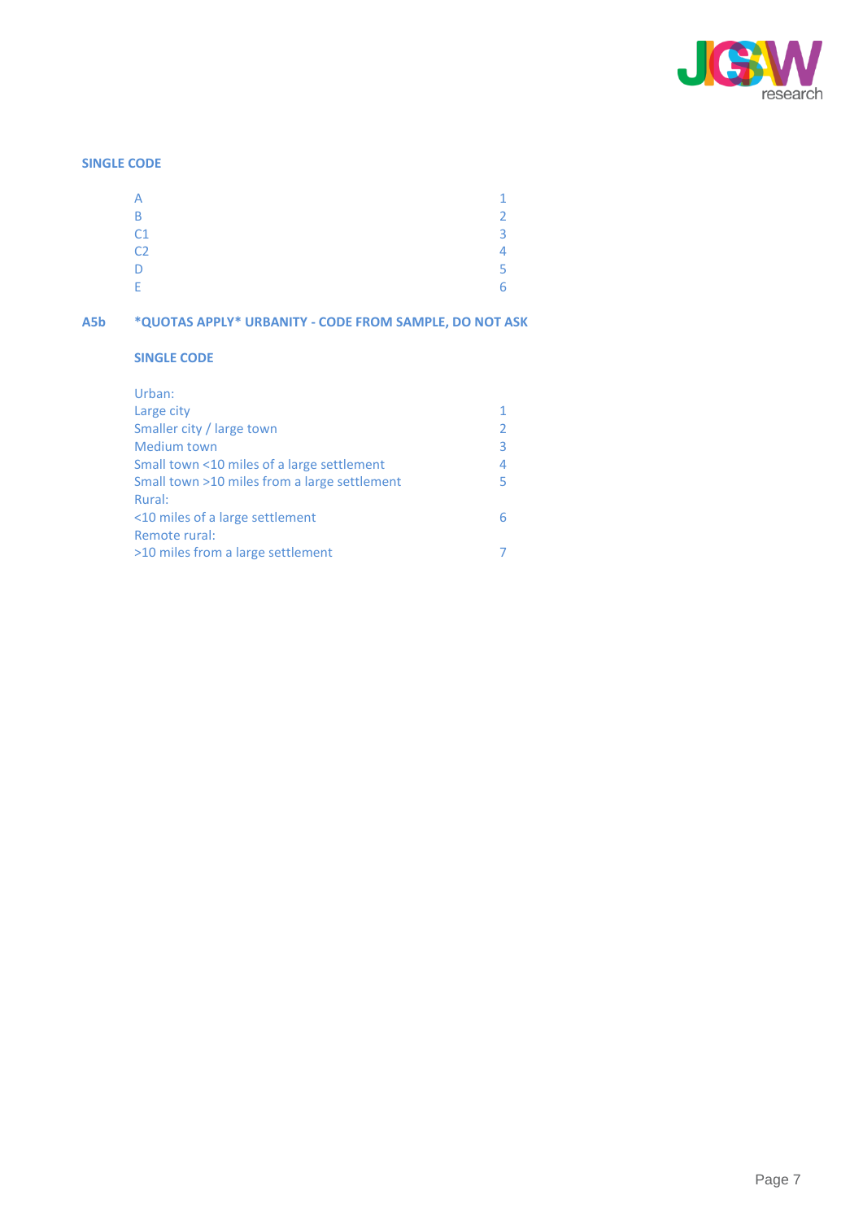**SINGLE CODE**

| | |
|---|---|
| A | 1 |
| B | 2 |
| C1 | 3 |
| C2 | 4 |
| D | 5 |
| E | 6 |

**A5b** **\*QUOTAS APPLY\* URBANITY - CODE FROM SAMPLE, DO NOT ASK**

**SINGLE CODE**

| | |
|---|---|
| Urban: | |
| Large city | 1 |
| Smaller city / large town | 2 |
| Medium town | 3 |
| Small town <10 miles of a large settlement | 4 |
| Small town >10 miles from a large settlement | 5 |
| Rural: | |
| <10 miles of a large settlement | 6 |
| Remote rural: | |
| >10 miles from a large settlement | 7 |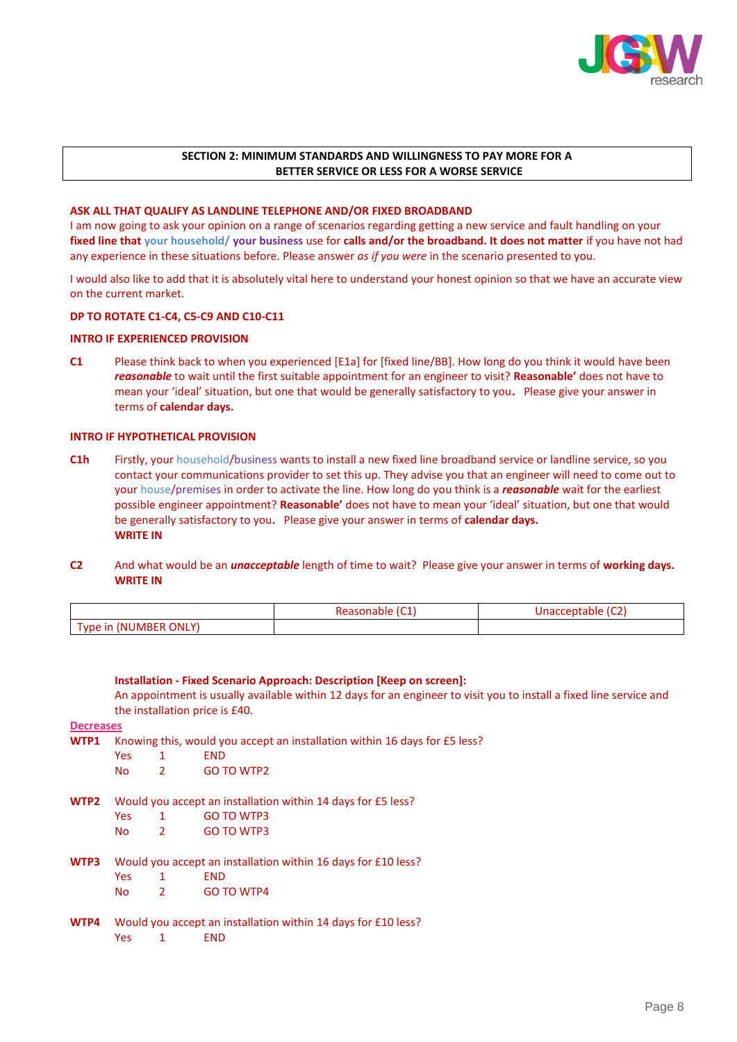## SECTION 2: MINIMUM STANDARDS AND WILLINGNESS TO PAY MORE FOR A BETTER SERVICE OR LESS FOR A WORSE SERVICE

**ASK ALL THAT QUALIFY AS LANDLINE TELEPHONE AND/OR FIXED BROADBAND**

I am now going to ask your opinion on a range of scenarios regarding getting a new service and fault handling on your **fixed line that your household/ your business** use for **calls and/or the broadband. It does not matter** if you have not had any experience in these situations before. Please answer *as if you were* in the scenario presented to you.

I would also like to add that it is absolutely vital here to understand your honest opinion so that we have an accurate view on the current market.

**DP TO ROTATE C1-C4, C5-C9 AND C10-C11**

**INTRO IF EXPERIENCED PROVISION**

**C1** Please think back to when you experienced [E1a] for [fixed line/BB]. How long do you think it would have been ***reasonable*** to wait until the first suitable appointment for an engineer to visit? **Reasonable'** does not have to mean your 'ideal' situation, but one that would be generally satisfactory to you. Please give your answer in terms of **calendar days.**

**INTRO IF HYPOTHETICAL PROVISION**

**C1h** Firstly, your household/business wants to install a new fixed line broadband service or landline service, so you contact your communications provider to set this up. They advise you that an engineer will need to come out to your house/premises in order to activate the line. How long do you think is a ***reasonable*** wait for the earliest possible engineer appointment? **Reasonable'** does not have to mean your 'ideal' situation, but one that would be generally satisfactory to you. Please give your answer in terms of **calendar days.**
**WRITE IN**

**C2** And what would be an ***unacceptable*** length of time to wait? Please give your answer in terms of **working days.**
**WRITE IN**

| | Reasonable (C1) | Unacceptable (C2) |
|---|---|---|
| Type in (NUMBER ONLY) | | |

**Installation - Fixed Scenario Approach: Description [Keep on screen]:**
An appointment is usually available within 12 days for an engineer to visit you to install a fixed line service and the installation price is £40.

**Decreases**

**WTP1** Knowing this, would you accept an installation within 16 days for £5 less?

| | | |
|---|---|---|
| Yes | 1 | END |
| No | 2 | GO TO WTP2 |

**WTP2** Would you accept an installation within 14 days for £5 less?

| | | |
|---|---|---|
| Yes | 1 | GO TO WTP3 |
| No | 2 | GO TO WTP3 |

**WTP3** Would you accept an installation within 16 days for £10 less?

| | | |
|---|---|---|
| Yes | 1 | END |
| No | 2 | GO TO WTP4 |

**WTP4** Would you accept an installation within 14 days for £10 less?

| | | |
|---|---|---|
| Yes | 1 | END |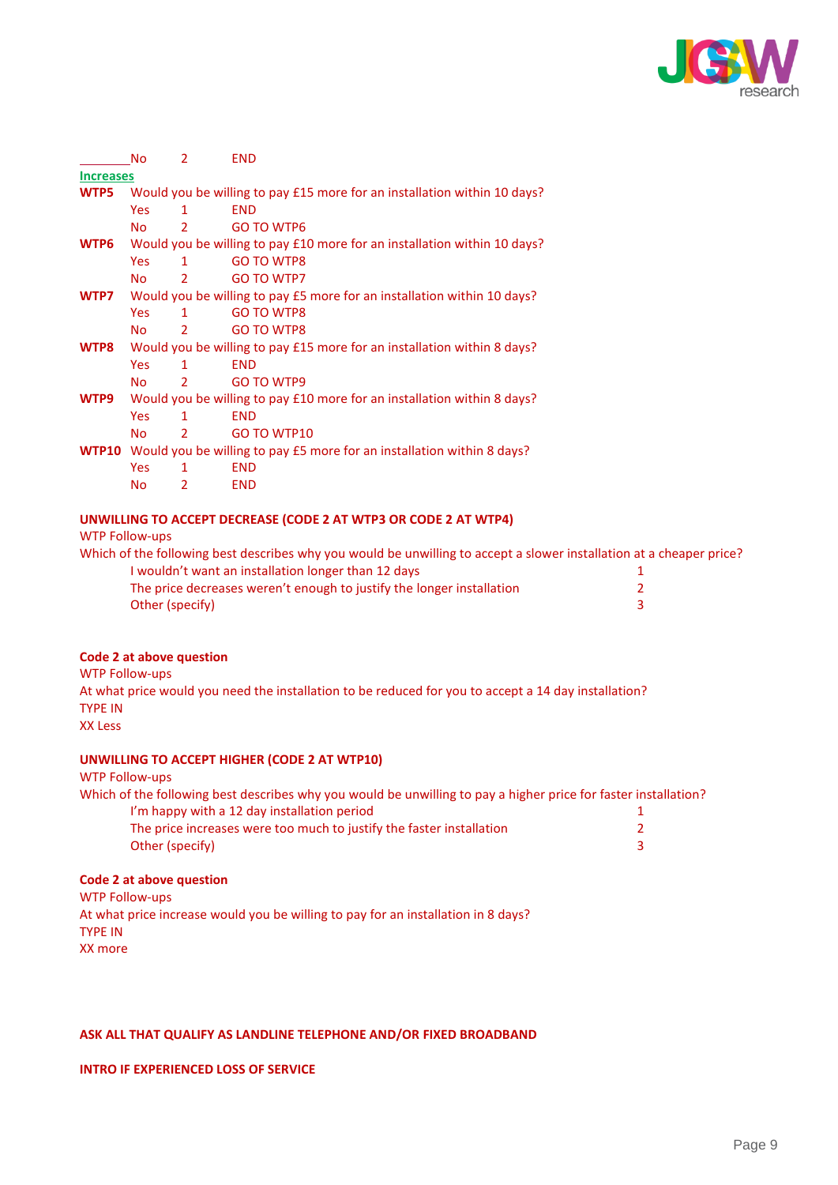No 2 END

**Increases**

**WTP5** Would you be willing to pay £15 more for an installation within 10 days?

| | | |
|---|---|---|
| Yes | 1 | END |
| No | 2 | GO TO WTP6 |

**WTP6** Would you be willing to pay £10 more for an installation within 10 days?

| | | |
|---|---|---|
| Yes | 1 | GO TO WTP8 |
| No | 2 | GO TO WTP7 |

**WTP7** Would you be willing to pay £5 more for an installation within 10 days?

| | | |
|---|---|---|
| Yes | 1 | GO TO WTP8 |
| No | 2 | GO TO WTP8 |

**WTP8** Would you be willing to pay £15 more for an installation within 8 days?

| | | |
|---|---|---|
| Yes | 1 | END |
| No | 2 | GO TO WTP9 |

**WTP9** Would you be willing to pay £10 more for an installation within 8 days?

| | | |
|---|---|---|
| Yes | 1 | END |
| No | 2 | GO TO WTP10 |

**WTP10** Would you be willing to pay £5 more for an installation within 8 days?

| | | |
|---|---|---|
| Yes | 1 | END |
| No | 2 | END |

**UNWILLING TO ACCEPT DECREASE (CODE 2 AT WTP3 OR CODE 2 AT WTP4)**

WTP Follow-ups

Which of the following best describes why you would be unwilling to accept a slower installation at a cheaper price?

| | |
|---|---|
| I wouldn't want an installation longer than 12 days | 1 |
| The price decreases weren't enough to justify the longer installation | 2 |
| Other (specify) | 3 |

**Code 2 at above question**

WTP Follow-ups

At what price would you need the installation to be reduced for you to accept a 14 day installation?

TYPE IN

XX Less

**UNWILLING TO ACCEPT HIGHER (CODE 2 AT WTP10)**

WTP Follow-ups

Which of the following best describes why you would be unwilling to pay a higher price for faster installation?

| | |
|---|---|
| I'm happy with a 12 day installation period | 1 |
| The price increases were too much to justify the faster installation | 2 |
| Other (specify) | 3 |

**Code 2 at above question**

WTP Follow-ups

At what price increase would you be willing to pay for an installation in 8 days?

TYPE IN

XX more

**ASK ALL THAT QUALIFY AS LANDLINE TELEPHONE AND/OR FIXED BROADBAND**

**INTRO IF EXPERIENCED LOSS OF SERVICE**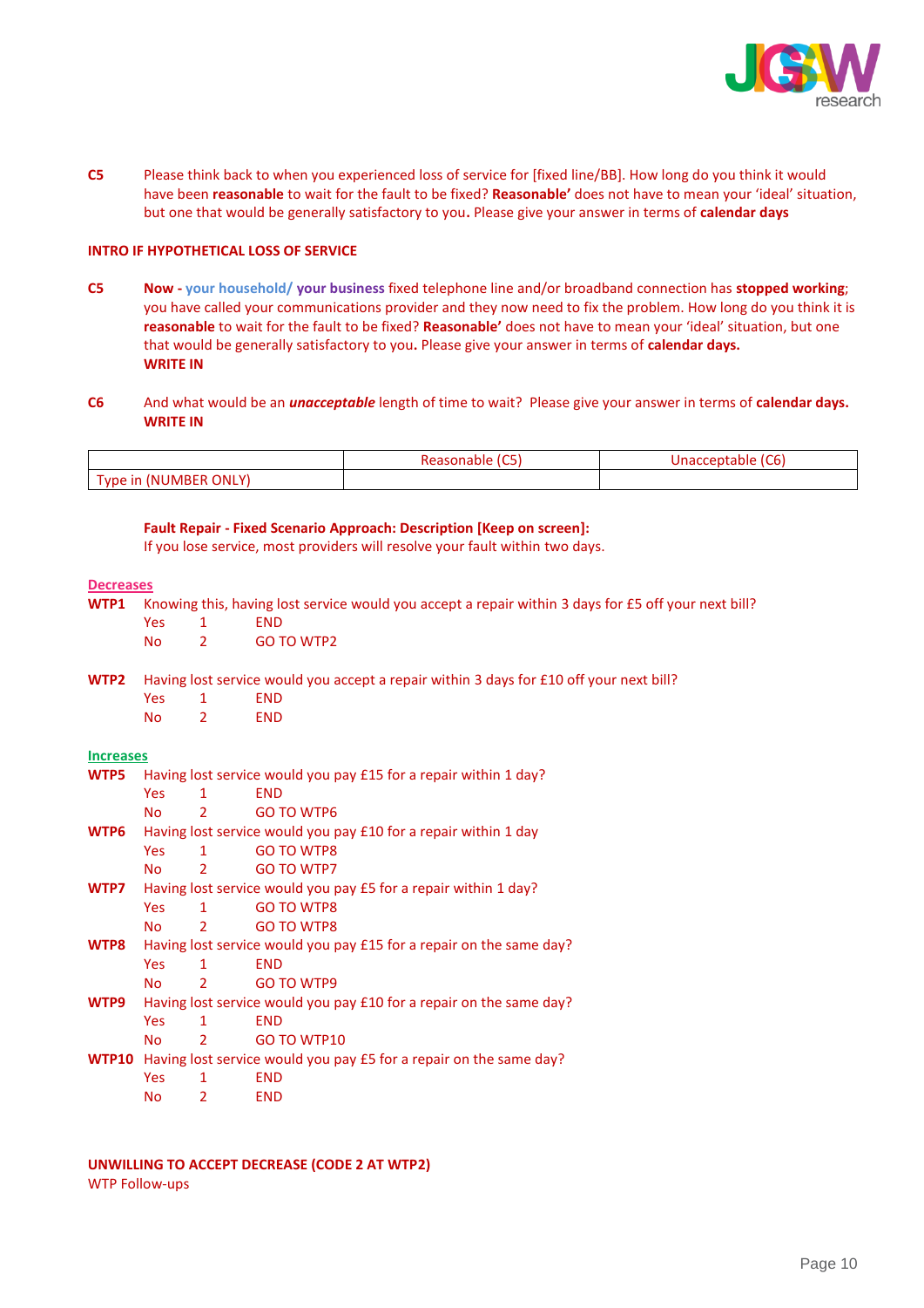**C5** Please think back to when you experienced loss of service for [fixed line/BB]. How long do you think it would have been **reasonable** to wait for the fault to be fixed? **Reasonable'** does not have to mean your 'ideal' situation, but one that would be generally satisfactory to you**.** Please give your answer in terms of **calendar days**

**INTRO IF HYPOTHETICAL LOSS OF SERVICE**

**C5** **Now - your household/ your business** fixed telephone line and/or broadband connection has **stopped working**; you have called your communications provider and they now need to fix the problem. How long do you think it is **reasonable** to wait for the fault to be fixed? **Reasonable'** does not have to mean your 'ideal' situation, but one that would be generally satisfactory to you**.** Please give your answer in terms of **calendar days.**
**WRITE IN**

**C6** And what would be an ***unacceptable*** length of time to wait? Please give your answer in terms of **calendar days.**
**WRITE IN**

| | Reasonable (C5) | Unacceptable (C6) |
|---|---|---|
| Type in (NUMBER ONLY) | | |

**Fault Repair - Fixed Scenario Approach: Description [Keep on screen]:**
If you lose service, most providers will resolve your fault within two days.

**Decreases**

**WTP1** Knowing this, having lost service would you accept a repair within 3 days for £5 off your next bill?

| | | |
|---|---|---|
| Yes | 1 | END |
| No | 2 | GO TO WTP2 |

**WTP2** Having lost service would you accept a repair within 3 days for £10 off your next bill?

| | | |
|---|---|---|
| Yes | 1 | END |
| No | 2 | END |

**Increases**

**WTP5** Having lost service would you pay £15 for a repair within 1 day?

| | | |
|---|---|---|
| Yes | 1 | END |
| No | 2 | GO TO WTP6 |

**WTP6** Having lost service would you pay £10 for a repair within 1 day

| | | |
|---|---|---|
| Yes | 1 | GO TO WTP8 |
| No | 2 | GO TO WTP7 |

**WTP7** Having lost service would you pay £5 for a repair within 1 day?

| | | |
|---|---|---|
| Yes | 1 | GO TO WTP8 |
| No | 2 | GO TO WTP8 |

**WTP8** Having lost service would you pay £15 for a repair on the same day?

| | | |
|---|---|---|
| Yes | 1 | END |
| No | 2 | GO TO WTP9 |

**WTP9** Having lost service would you pay £10 for a repair on the same day?

| | | |
|---|---|---|
| Yes | 1 | END |
| No | 2 | GO TO WTP10 |

**WTP10** Having lost service would you pay £5 for a repair on the same day?

| | | |
|---|---|---|
| Yes | 1 | END |
| No | 2 | END |

**UNWILLING TO ACCEPT DECREASE (CODE 2 AT WTP2)**
WTP Follow-ups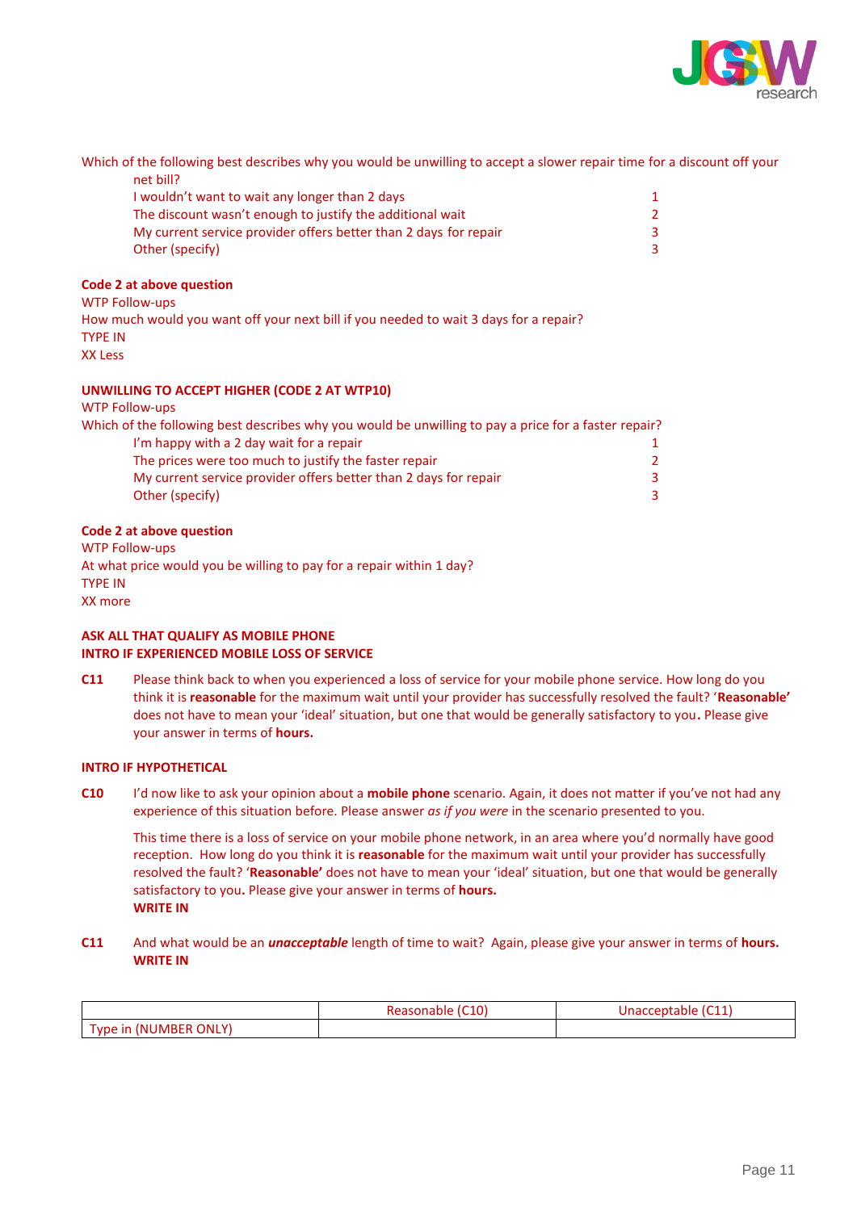Which of the following best describes why you would be unwilling to accept a slower repair time for a discount off your net bill?

| | |
|---|---|
| I wouldn't want to wait any longer than 2 days | 1 |
| The discount wasn't enough to justify the additional wait | 2 |
| My current service provider offers better than 2 days for repair | 3 |
| Other (specify) | 3 |

**Code 2 at above question**

WTP Follow-ups

How much would you want off your next bill if you needed to wait 3 days for a repair?

TYPE IN

XX Less

**UNWILLING TO ACCEPT HIGHER (CODE 2 AT WTP10)**

WTP Follow-ups

Which of the following best describes why you would be unwilling to pay a price for a faster repair?

| | |
|---|---|
| I'm happy with a 2 day wait for a repair | 1 |
| The prices were too much to justify the faster repair | 2 |
| My current service provider offers better than 2 days for repair | 3 |
| Other (specify) | 3 |

**Code 2 at above question**

WTP Follow-ups

At what price would you be willing to pay for a repair within 1 day?

TYPE IN

XX more

**ASK ALL THAT QUALIFY AS MOBILE PHONE**
**INTRO IF EXPERIENCED MOBILE LOSS OF SERVICE**

**C11** Please think back to when you experienced a loss of service for your mobile phone service. How long do you think it is **reasonable** for the maximum wait until your provider has successfully resolved the fault? '**Reasonable'** does not have to mean your 'ideal' situation, but one that would be generally satisfactory to you**.** Please give your answer in terms of **hours.**

**INTRO IF HYPOTHETICAL**

**C10** I'd now like to ask your opinion about a **mobile phone** scenario. Again, it does not matter if you've not had any experience of this situation before. Please answer *as if you were* in the scenario presented to you.

This time there is a loss of service on your mobile phone network, in an area where you'd normally have good reception. How long do you think it is **reasonable** for the maximum wait until your provider has successfully resolved the fault? '**Reasonable'** does not have to mean your 'ideal' situation, but one that would be generally satisfactory to you**.** Please give your answer in terms of **hours.**
**WRITE IN**

**C11** And what would be an ***unacceptable*** length of time to wait? Again, please give your answer in terms of **hours.**
**WRITE IN**

| | Reasonable (C10) | Unacceptable (C11) |
|---|---|---|
| Type in (NUMBER ONLY) | | |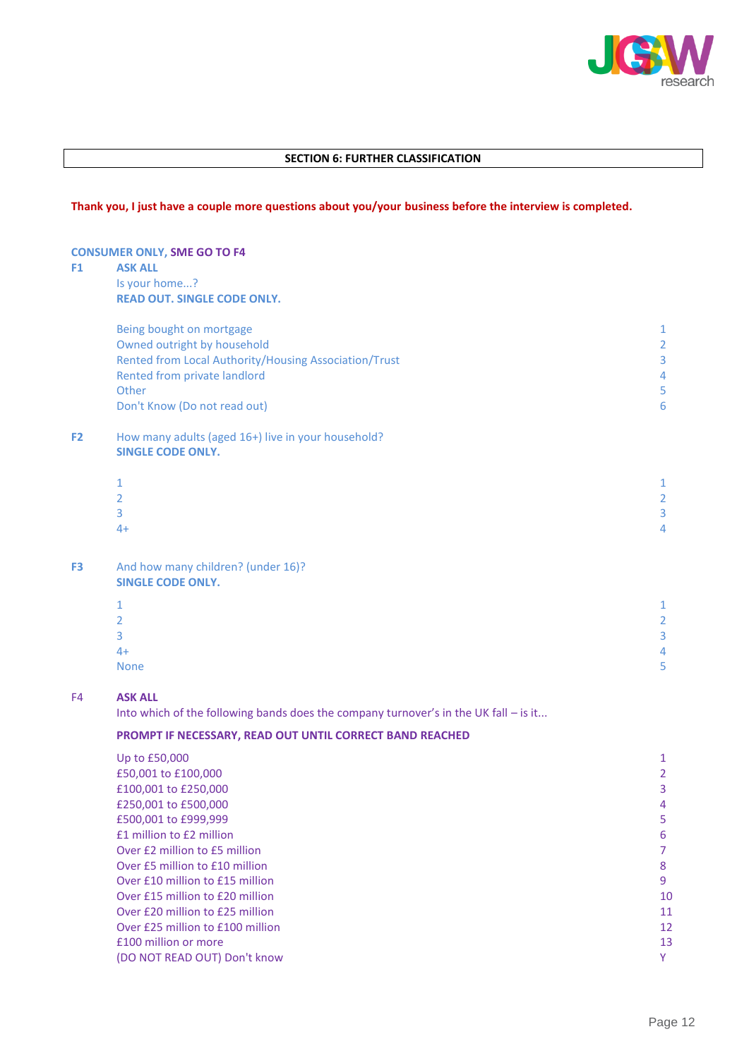**SECTION 6: FURTHER CLASSIFICATION**

**Thank you, I just have a couple more questions about you/your business before the interview is completed.**

**CONSUMER ONLY, SME GO TO F4**

**F1** **ASK ALL**
Is your home...?
**READ OUT. SINGLE CODE ONLY.**

| | |
|---|---|
| Being bought on mortgage | 1 |
| Owned outright by household | 2 |
| Rented from Local Authority/Housing Association/Trust | 3 |
| Rented from private landlord | 4 |
| Other | 5 |
| Don't Know (Do not read out) | 6 |

**F2** How many adults (aged 16+) live in your household?
**SINGLE CODE ONLY.**

| | |
|---|---|
| 1 | 1 |
| 2 | 2 |
| 3 | 3 |
| 4+ | 4 |

**F3** And how many children? (under 16)?
**SINGLE CODE ONLY.**

| | |
|---|---|
| 1 | 1 |
| 2 | 2 |
| 3 | 3 |
| 4+ | 4 |
| None | 5 |

F4 **ASK ALL**
Into which of the following bands does the company turnover's in the UK fall – is it...

**PROMPT IF NECESSARY, READ OUT UNTIL CORRECT BAND REACHED**

| | |
|---|---|
| Up to £50,000 | 1 |
| £50,001 to £100,000 | 2 |
| £100,001 to £250,000 | 3 |
| £250,001 to £500,000 | 4 |
| £500,001 to £999,999 | 5 |
| £1 million to £2 million | 6 |
| Over £2 million to £5 million | 7 |
| Over £5 million to £10 million | 8 |
| Over £10 million to £15 million | 9 |
| Over £15 million to £20 million | 10 |
| Over £20 million to £25 million | 11 |
| Over £25 million to £100 million | 12 |
| £100 million or more | 13 |
| (DO NOT READ OUT) Don't know | Y |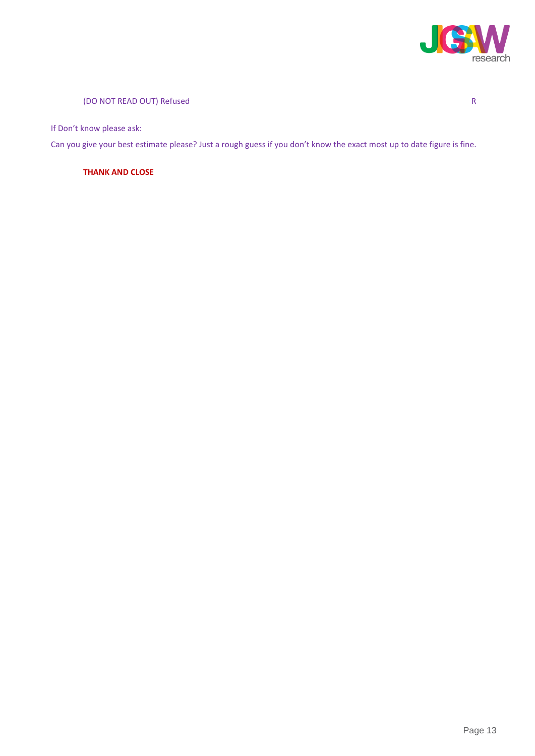(DO NOT READ OUT) Refused R

If Don't know please ask:

Can you give your best estimate please? Just a rough guess if you don't know the exact most up to date figure is fine.

**THANK AND CLOSE**